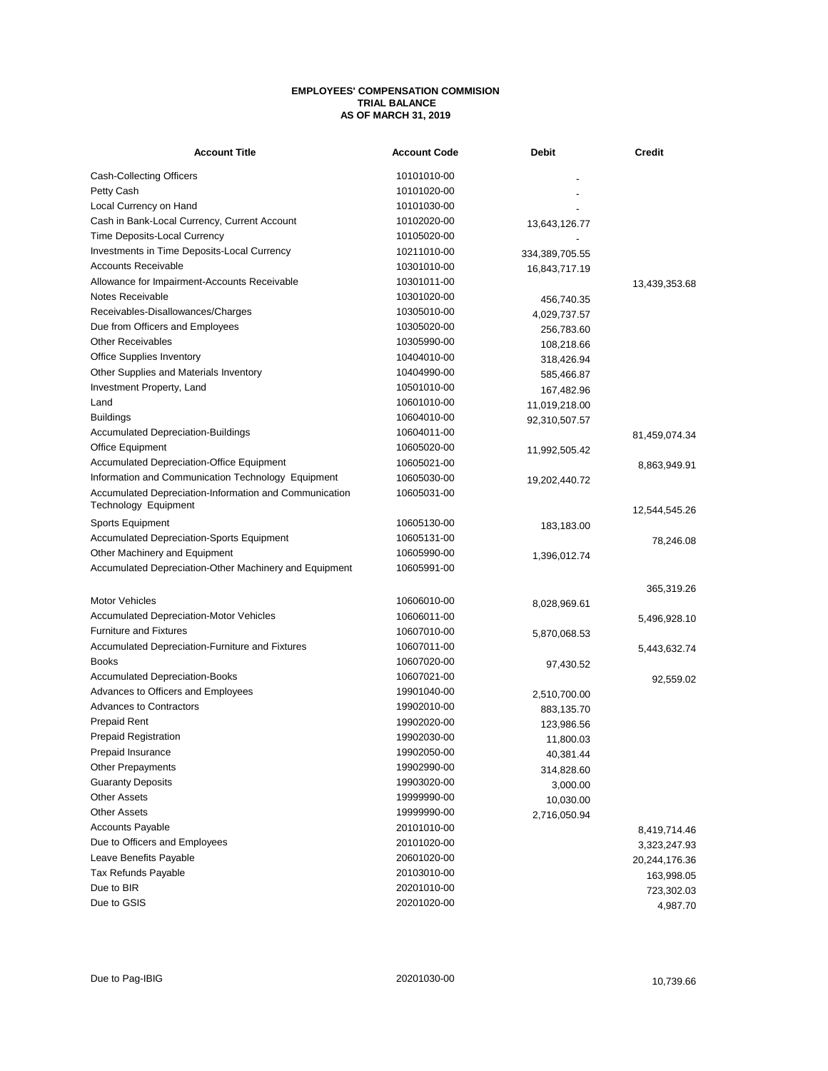**EMPLOYEES' COMPENSATION COMMISION**
**TRIAL BALANCE**
**AS OF MARCH 31, 2019**

| Account Title | Account Code | Debit | Credit |
|---|---|---|---|
| Cash-Collecting Officers | 10101010-00 | - | |
| Petty Cash | 10101020-00 | - | |
| Local Currency on Hand | 10101030-00 | - | |
| Cash in Bank-Local Currency, Current Account | 10102020-00 | 13,643,126.77 | |
| Time Deposits-Local Currency | 10105020-00 | - | |
| Investments in Time Deposits-Local Currency | 10211010-00 | 334,389,705.55 | |
| Accounts Receivable | 10301010-00 | 16,843,717.19 | |
| Allowance for Impairment-Accounts Receivable | 10301011-00 | | 13,439,353.68 |
| Notes Receivable | 10301020-00 | 456,740.35 | |
| Receivables-Disallowances/Charges | 10305010-00 | 4,029,737.57 | |
| Due from Officers and Employees | 10305020-00 | 256,783.60 | |
| Other Receivables | 10305990-00 | 108,218.66 | |
| Office Supplies Inventory | 10404010-00 | 318,426.94 | |
| Other Supplies and Materials Inventory | 10404990-00 | 585,466.87 | |
| Investment Property, Land | 10501010-00 | 167,482.96 | |
| Land | 10601010-00 | 11,019,218.00 | |
| Buildings | 10604010-00 | 92,310,507.57 | |
| Accumulated Depreciation-Buildings | 10604011-00 | | 81,459,074.34 |
| Office Equipment | 10605020-00 | 11,992,505.42 | |
| Accumulated Depreciation-Office Equipment | 10605021-00 | | 8,863,949.91 |
| Information and Communication Technology Equipment | 10605030-00 | 19,202,440.72 | |
| Accumulated Depreciation-Information and Communication Technology Equipment | 10605031-00 | | 12,544,545.26 |
| Sports Equipment | 10605130-00 | 183,183.00 | |
| Accumulated Depreciation-Sports Equipment | 10605131-00 | | 78,246.08 |
| Other Machinery and Equipment | 10605990-00 | 1,396,012.74 | |
| Accumulated Depreciation-Other Machinery and Equipment | 10605991-00 | | 365,319.26 |
| Motor Vehicles | 10606010-00 | 8,028,969.61 | |
| Accumulated Depreciation-Motor Vehicles | 10606011-00 | | 5,496,928.10 |
| Furniture and Fixtures | 10607010-00 | 5,870,068.53 | |
| Accumulated Depreciation-Furniture and Fixtures | 10607011-00 | | 5,443,632.74 |
| Books | 10607020-00 | 97,430.52 | |
| Accumulated Depreciation-Books | 10607021-00 | | 92,559.02 |
| Advances to Officers and Employees | 19901040-00 | 2,510,700.00 | |
| Advances to Contractors | 19902010-00 | 883,135.70 | |
| Prepaid Rent | 19902020-00 | 123,986.56 | |
| Prepaid Registration | 19902030-00 | 11,800.03 | |
| Prepaid Insurance | 19902050-00 | 40,381.44 | |
| Other Prepayments | 19902990-00 | 314,828.60 | |
| Guaranty Deposits | 19903020-00 | 3,000.00 | |
| Other Assets | 19999990-00 | 10,030.00 | |
| Other Assets | 19999990-00 | 2,716,050.94 | |
| Accounts Payable | 20101010-00 | | 8,419,714.46 |
| Due to Officers and Employees | 20101020-00 | | 3,323,247.93 |
| Leave Benefits Payable | 20601020-00 | | 20,244,176.36 |
| Tax Refunds Payable | 20103010-00 | | 163,998.05 |
| Due to BIR | 20201010-00 | | 723,302.03 |
| Due to GSIS | 20201020-00 | | 4,987.70 |
| Due to Pag-IBIG | 20201030-00 | | 10,739.66 |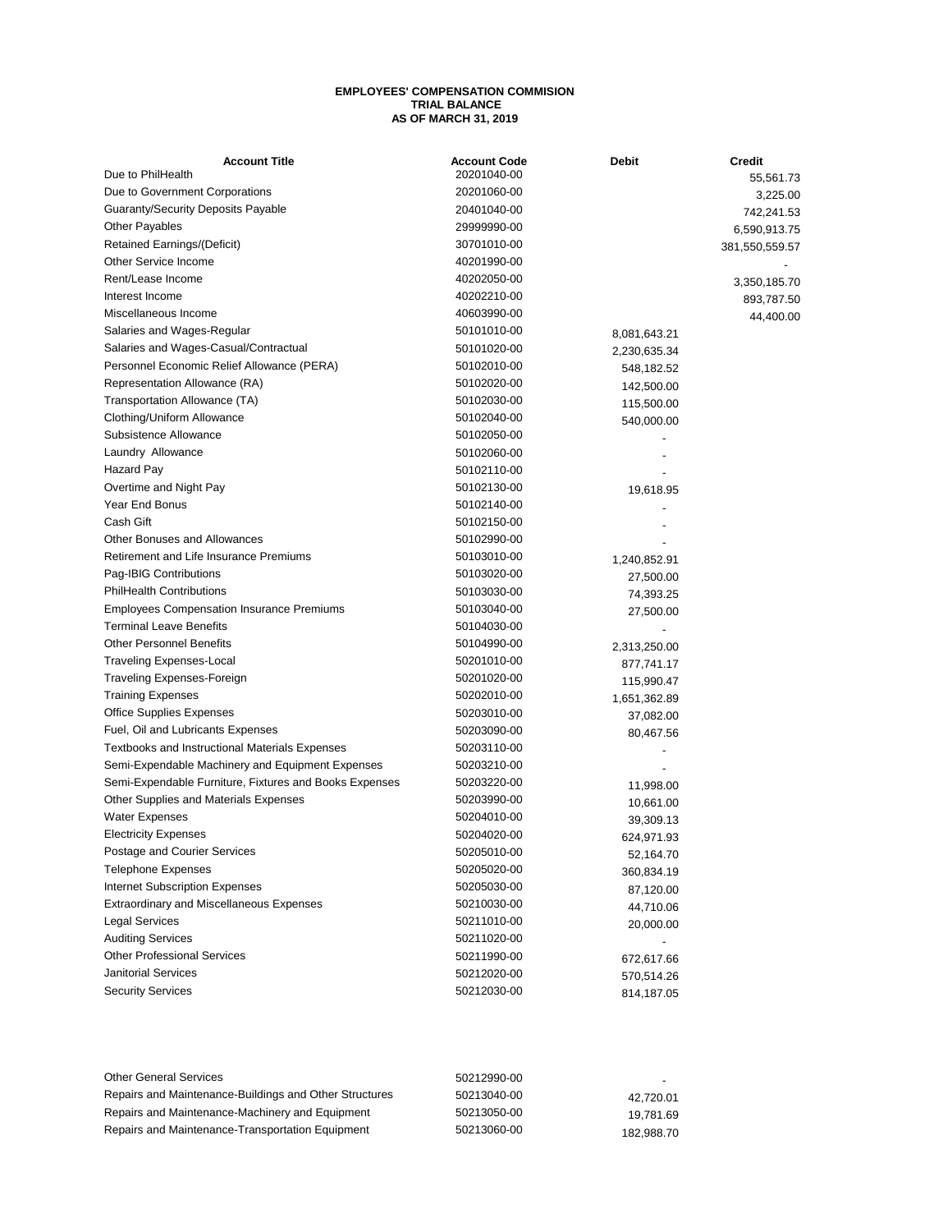**EMPLOYEES' COMPENSATION COMMISION**
**TRIAL BALANCE**
**AS OF MARCH 31, 2019**

| Account Title | Account Code | Debit | Credit |
|---|---|---|---|
| Due to PhilHealth | 20201040-00 | | 55,561.73 |
| Due to Government Corporations | 20201060-00 | | 3,225.00 |
| Guaranty/Security Deposits Payable | 20401040-00 | | 742,241.53 |
| Other Payables | 29999990-00 | | 6,590,913.75 |
| Retained Earnings/(Deficit) | 30701010-00 | | 381,550,559.57 |
| Other Service Income | 40201990-00 | | - |
| Rent/Lease Income | 40202050-00 | | 3,350,185.70 |
| Interest Income | 40202210-00 | | 893,787.50 |
| Miscellaneous Income | 40603990-00 | | 44,400.00 |
| Salaries and Wages-Regular | 50101010-00 | 8,081,643.21 | |
| Salaries and Wages-Casual/Contractual | 50101020-00 | 2,230,635.34 | |
| Personnel Economic Relief Allowance (PERA) | 50102010-00 | 548,182.52 | |
| Representation Allowance (RA) | 50102020-00 | 142,500.00 | |
| Transportation Allowance (TA) | 50102030-00 | 115,500.00 | |
| Clothing/Uniform Allowance | 50102040-00 | 540,000.00 | |
| Subsistence Allowance | 50102050-00 | - | |
| Laundry Allowance | 50102060-00 | - | |
| Hazard Pay | 50102110-00 | - | |
| Overtime and Night Pay | 50102130-00 | 19,618.95 | |
| Year End Bonus | 50102140-00 | - | |
| Cash Gift | 50102150-00 | - | |
| Other Bonuses and Allowances | 50102990-00 | - | |
| Retirement and Life Insurance Premiums | 50103010-00 | 1,240,852.91 | |
| Pag-IBIG Contributions | 50103020-00 | 27,500.00 | |
| PhilHealth Contributions | 50103030-00 | 74,393.25 | |
| Employees Compensation Insurance Premiums | 50103040-00 | 27,500.00 | |
| Terminal Leave Benefits | 50104030-00 | - | |
| Other Personnel Benefits | 50104990-00 | 2,313,250.00 | |
| Traveling Expenses-Local | 50201010-00 | 877,741.17 | |
| Traveling Expenses-Foreign | 50201020-00 | 115,990.47 | |
| Training Expenses | 50202010-00 | 1,651,362.89 | |
| Office Supplies Expenses | 50203010-00 | 37,082.00 | |
| Fuel, Oil and Lubricants Expenses | 50203090-00 | 80,467.56 | |
| Textbooks and Instructional Materials Expenses | 50203110-00 | - | |
| Semi-Expendable Machinery and Equipment Expenses | 50203210-00 | - | |
| Semi-Expendable Furniture, Fixtures and Books Expenses | 50203220-00 | 11,998.00 | |
| Other Supplies and Materials Expenses | 50203990-00 | 10,661.00 | |
| Water Expenses | 50204010-00 | 39,309.13 | |
| Electricity Expenses | 50204020-00 | 624,971.93 | |
| Postage and Courier Services | 50205010-00 | 52,164.70 | |
| Telephone Expenses | 50205020-00 | 360,834.19 | |
| Internet Subscription Expenses | 50205030-00 | 87,120.00 | |
| Extraordinary and Miscellaneous Expenses | 50210030-00 | 44,710.06 | |
| Legal Services | 50211010-00 | 20,000.00 | |
| Auditing Services | 50211020-00 | - | |
| Other Professional Services | 50211990-00 | 672,617.66 | |
| Janitorial Services | 50212020-00 | 570,514.26 | |
| Security Services | 50212030-00 | 814,187.05 | |
| Other General Services | 50212990-00 | - | |
| Repairs and Maintenance-Buildings and Other Structures | 50213040-00 | 42,720.01 | |
| Repairs and Maintenance-Machinery and Equipment | 50213050-00 | 19,781.69 | |
| Repairs and Maintenance-Transportation Equipment | 50213060-00 | 182,988.70 | |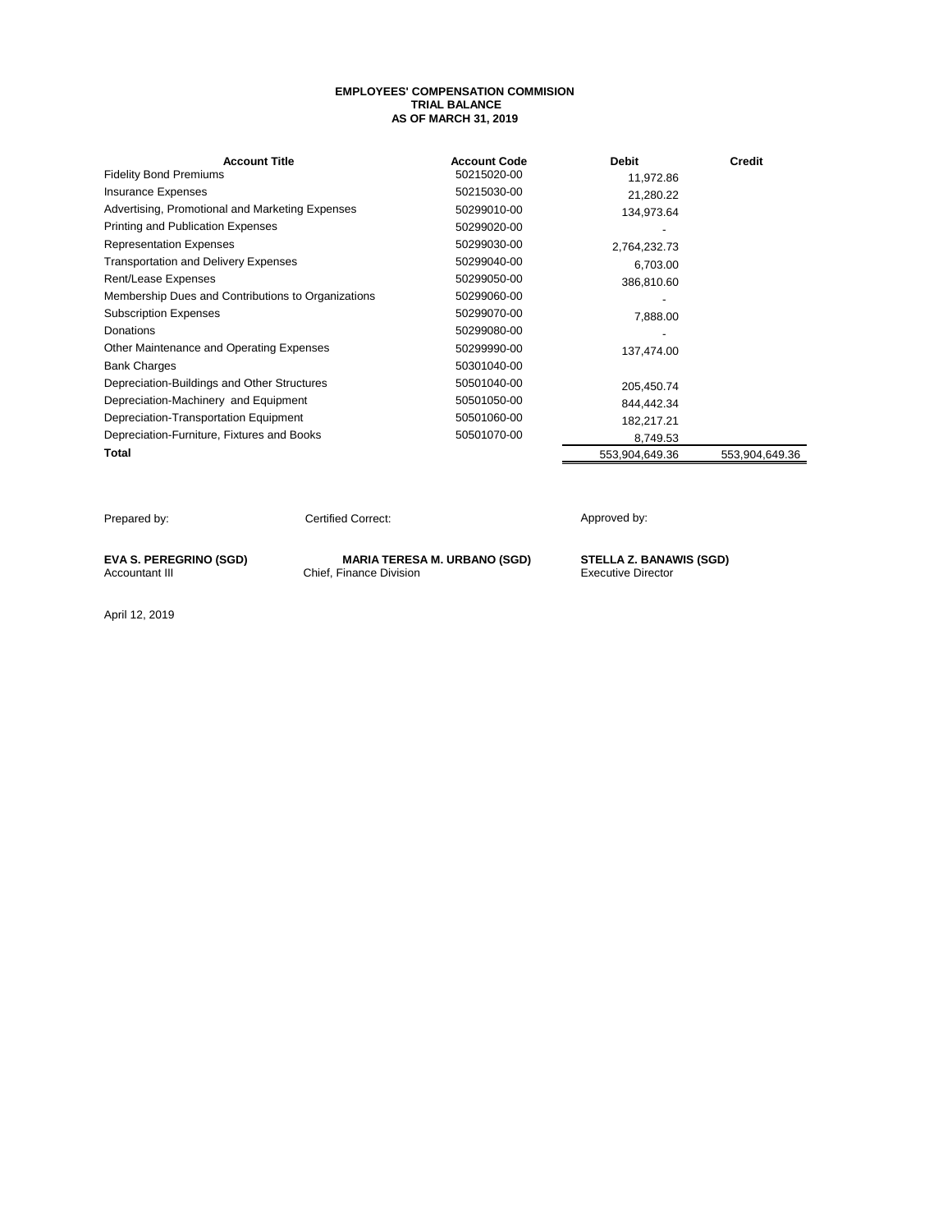**EMPLOYEES' COMPENSATION COMMISION**
**TRIAL BALANCE**
**AS OF MARCH 31, 2019**

| Account Title | Account Code | Debit | Credit |
|---|---|---|---|
| Fidelity Bond Premiums | 50215020-00 | 11,972.86 | |
| Insurance Expenses | 50215030-00 | 21,280.22 | |
| Advertising, Promotional and Marketing Expenses | 50299010-00 | 134,973.64 | |
| Printing and Publication Expenses | 50299020-00 | - | |
| Representation Expenses | 50299030-00 | 2,764,232.73 | |
| Transportation and Delivery Expenses | 50299040-00 | 6,703.00 | |
| Rent/Lease Expenses | 50299050-00 | 386,810.60 | |
| Membership Dues and Contributions to Organizations | 50299060-00 | - | |
| Subscription Expenses | 50299070-00 | 7,888.00 | |
| Donations | 50299080-00 | - | |
| Other Maintenance and Operating Expenses | 50299990-00 | 137,474.00 | |
| Bank Charges | 50301040-00 | | |
| Depreciation-Buildings and Other Structures | 50501040-00 | 205,450.74 | |
| Depreciation-Machinery and Equipment | 50501050-00 | 844,442.34 | |
| Depreciation-Transportation Equipment | 50501060-00 | 182,217.21 | |
| Depreciation-Furniture, Fixtures and Books | 50501070-00 | 8,749.53 | |
| **Total** | | 553,904,649.36 | 553,904,649.36 |

Prepared by:

**EVA S. PEREGRINO (SGD)**
Accountant III

Certified Correct:

**MARIA TERESA M. URBANO (SGD)**
Chief, Finance Division

Approved by:

**STELLA Z. BANAWIS (SGD)**
Executive Director

April 12, 2019